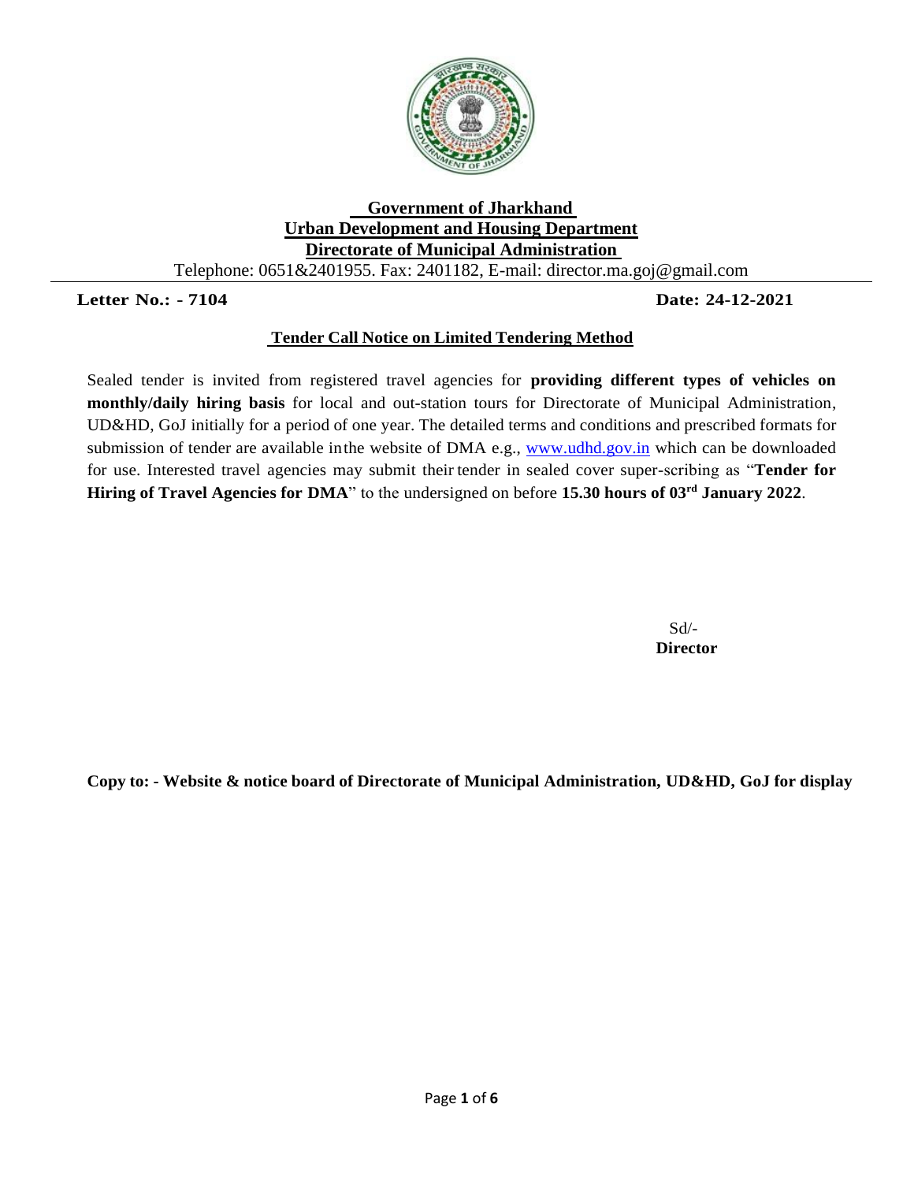**Government of Jharkhand**
**Urban Development and Housing Department**
**Directorate of Municipal Administration**

Telephone: 0651&2401955. Fax: 2401182, E-mail: director.ma.goj@gmail.com

**Letter No.: - 7104** **Date: 24-12-2021**

## Tender Call Notice on Limited Tendering Method

Sealed tender is invited from registered travel agencies for **providing different types of vehicles on monthly/daily hiring basis** for local and out-station tours for Directorate of Municipal Administration, UD&HD, GoJ initially for a period of one year. The detailed terms and conditions and prescribed formats for submission of tender are available inthe website of DMA e.g., www.udhd.gov.in which can be downloaded for use. Interested travel agencies may submit their tender in sealed cover super-scribing as "**Tender for Hiring of Travel Agencies for DMA**" to the undersigned on before **15.30 hours of 03rd January 2022**.

Sd/-
**Director**

**Copy to: - Website & notice board of Directorate of Municipal Administration, UD&HD, GoJ for display**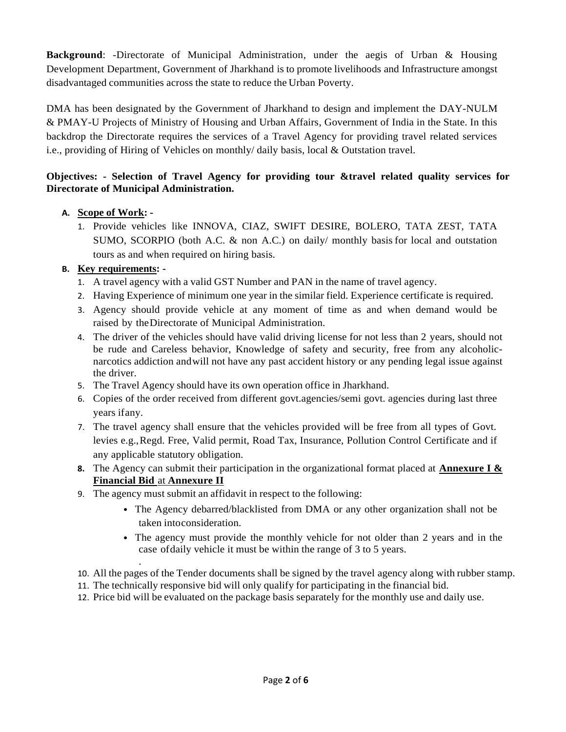**Background**: -Directorate of Municipal Administration, under the aegis of Urban & Housing Development Department, Government of Jharkhand is to promote livelihoods and Infrastructure amongst disadvantaged communities across the state to reduce the Urban Poverty.

DMA has been designated by the Government of Jharkhand to design and implement the DAY-NULM & PMAY-U Projects of Ministry of Housing and Urban Affairs, Government of India in the State. In this backdrop the Directorate requires the services of a Travel Agency for providing travel related services i.e., providing of Hiring of Vehicles on monthly/ daily basis, local & Outstation travel.

**Objectives: - Selection of Travel Agency for providing tour &travel related quality services for Directorate of Municipal Administration.**

**A. <u>Scope of Work</u>: -**

1. Provide vehicles like INNOVA, CIAZ, SWIFT DESIRE, BOLERO, TATA ZEST, TATA SUMO, SCORPIO (both A.C. & non A.C.) on daily/ monthly basis for local and outstation tours as and when required on hiring basis.

**B. <u>Key requirements</u>: -**

1. A travel agency with a valid GST Number and PAN in the name of travel agency.
2. Having Experience of minimum one year in the similar field. Experience certificate is required.
3. Agency should provide vehicle at any moment of time as and when demand would be raised by theDirectorate of Municipal Administration.
4. The driver of the vehicles should have valid driving license for not less than 2 years, should not be rude and Careless behavior, Knowledge of safety and security, free from any alcoholic-narcotics addiction andwill not have any past accident history or any pending legal issue against the driver.
5. The Travel Agency should have its own operation office in Jharkhand.
6. Copies of the order received from different govt.agencies/semi govt. agencies during last three years ifany.
7. The travel agency shall ensure that the vehicles provided will be free from all types of Govt. levies e.g.,Regd. Free, Valid permit, Road Tax, Insurance, Pollution Control Certificate and if any applicable statutory obligation.
8. The Agency can submit their participation in the organizational format placed at **<u>Annexure I & Financial Bid</u>** <u>at</u> **<u>Annexure II</u>**
9. The agency must submit an affidavit in respect to the following:
   - The Agency debarred/blacklisted from DMA or any other organization shall not be taken intoconsideration.
   - The agency must provide the monthly vehicle for not older than 2 years and in the case ofdaily vehicle it must be within the range of 3 to 5 years.
10. All the pages of the Tender documents shall be signed by the travel agency along with rubber stamp.
11. The technically responsive bid will only qualify for participating in the financial bid.
12. Price bid will be evaluated on the package basis separately for the monthly use and daily use.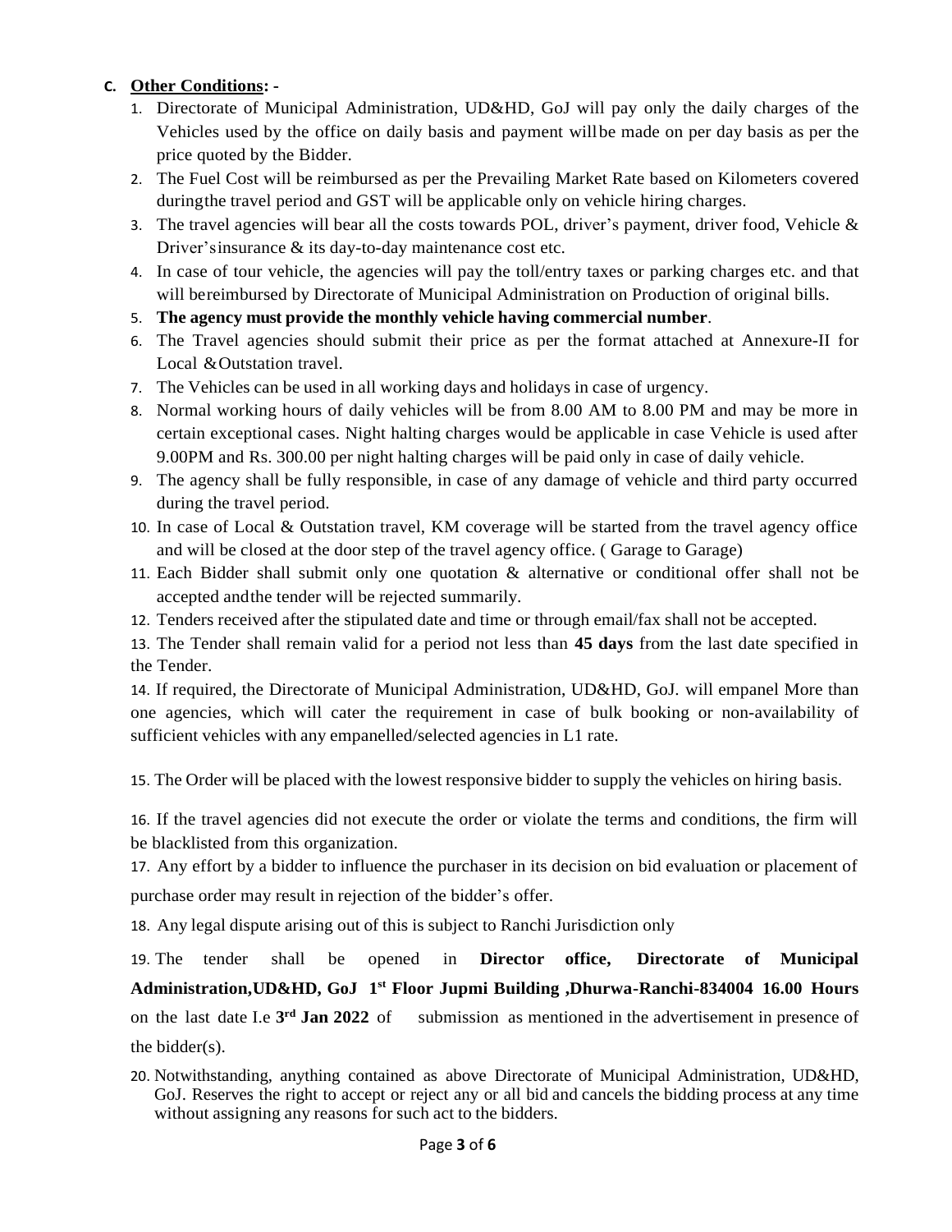**C. Other Conditions: -**

1. Directorate of Municipal Administration, UD&HD, GoJ will pay only the daily charges of the Vehicles used by the office on daily basis and payment willbe made on per day basis as per the price quoted by the Bidder.
2. The Fuel Cost will be reimbursed as per the Prevailing Market Rate based on Kilometers covered duringthe travel period and GST will be applicable only on vehicle hiring charges.
3. The travel agencies will bear all the costs towards POL, driver's payment, driver food, Vehicle & Driver'sinsurance & its day-to-day maintenance cost etc.
4. In case of tour vehicle, the agencies will pay the toll/entry taxes or parking charges etc. and that will bereimbursed by Directorate of Municipal Administration on Production of original bills.
5. **The agency must provide the monthly vehicle having commercial number**.
6. The Travel agencies should submit their price as per the format attached at Annexure-II for Local &Outstation travel.
7. The Vehicles can be used in all working days and holidays in case of urgency.
8. Normal working hours of daily vehicles will be from 8.00 AM to 8.00 PM and may be more in certain exceptional cases. Night halting charges would be applicable in case Vehicle is used after 9.00PM and Rs. 300.00 per night halting charges will be paid only in case of daily vehicle.
9. The agency shall be fully responsible, in case of any damage of vehicle and third party occurred during the travel period.
10. In case of Local & Outstation travel, KM coverage will be started from the travel agency office and will be closed at the door step of the travel agency office. ( Garage to Garage)
11. Each Bidder shall submit only one quotation & alternative or conditional offer shall not be accepted andthe tender will be rejected summarily.
12. Tenders received after the stipulated date and time or through email/fax shall not be accepted.
13. The Tender shall remain valid for a period not less than **45 days** from the last date specified in the Tender.
14. If required, the Directorate of Municipal Administration, UD&HD, GoJ. will empanel More than one agencies, which will cater the requirement in case of bulk booking or non-availability of sufficient vehicles with any empanelled/selected agencies in L1 rate.
15. The Order will be placed with the lowest responsive bidder to supply the vehicles on hiring basis.
16. If the travel agencies did not execute the order or violate the terms and conditions, the firm will be blacklisted from this organization.
17. Any effort by a bidder to influence the purchaser in its decision on bid evaluation or placement of purchase order may result in rejection of the bidder's offer.
18. Any legal dispute arising out of this is subject to Ranchi Jurisdiction only
19. The tender shall be opened in **Director office, Directorate of Municipal Administration,UD&HD, GoJ 1st Floor Jupmi Building ,Dhurwa-Ranchi-834004 16.00 Hours** on the last date I.e **3rd Jan 2022** of submission as mentioned in the advertisement in presence of the bidder(s).
20. Notwithstanding, anything contained as above Directorate of Municipal Administration, UD&HD, GoJ. Reserves the right to accept or reject any or all bid and cancels the bidding process at any time without assigning any reasons for such act to the bidders.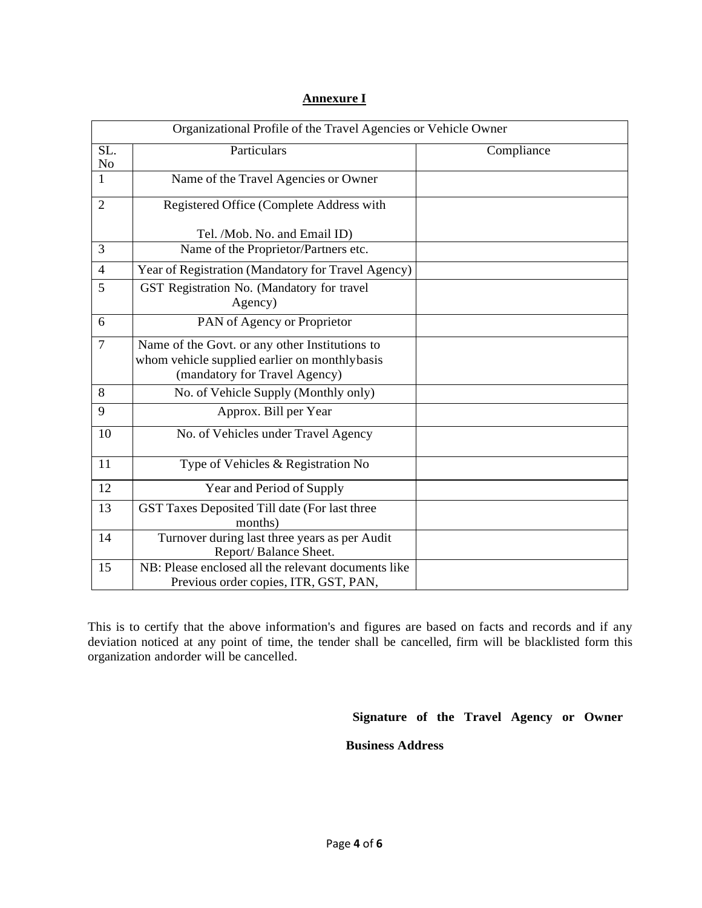## Annexure I

| Organizational Profile of the Travel Agencies or Vehicle Owner | | |
|---|---|---|
| SL. No | Particulars | Compliance |
| 1 | Name of the Travel Agencies or Owner | |
| 2 | Registered Office (Complete Address with Tel. /Mob. No. and Email ID) | |
| 3 | Name of the Proprietor/Partners etc. | |
| 4 | Year of Registration (Mandatory for Travel Agency) | |
| 5 | GST Registration No. (Mandatory for travel Agency) | |
| 6 | PAN of Agency or Proprietor | |
| 7 | Name of the Govt. or any other Institutions to whom vehicle supplied earlier on monthlybasis (mandatory for Travel Agency) | |
| 8 | No. of Vehicle Supply (Monthly only) | |
| 9 | Approx. Bill per Year | |
| 10 | No. of Vehicles under Travel Agency | |
| 11 | Type of Vehicles & Registration No | |
| 12 | Year and Period of Supply | |
| 13 | GST Taxes Deposited Till date (For last three months) | |
| 14 | Turnover during last three years as per Audit Report/ Balance Sheet. | |
| 15 | NB: Please enclosed all the relevant documents like Previous order copies, ITR, GST, PAN, | |

This is to certify that the above information's and figures are based on facts and records and if any deviation noticed at any point of time, the tender shall be cancelled, firm will be blacklisted form this organization andorder will be cancelled.

**Signature of the Travel Agency or Owner**

**Business Address**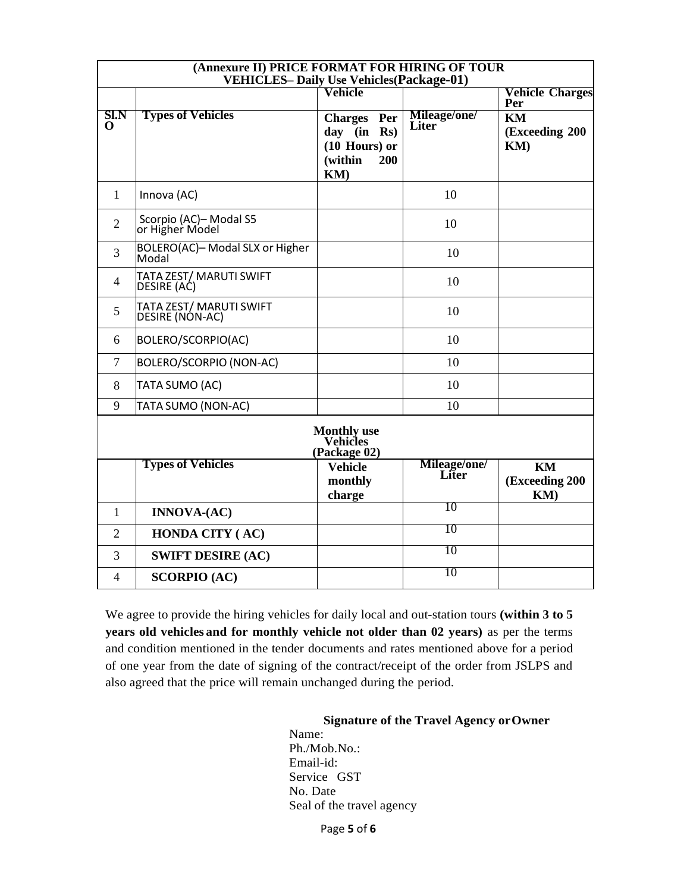| (Annexure II) PRICE FORMAT FOR HIRING OF TOUR VEHICLES– Daily Use Vehicles(Package-01) | | | | |
|---|---|---|---|---|
| **Sl.NO** | **Types of Vehicles** | **Vehicle Charges Per day (in Rs) (10 Hours) or (within 200 KM)** | **Mileage/one/ Liter** | **Vehicle Charges Per KM (Exceeding 200 KM)** |
| 1 | Innova (AC) | | 10 | |
| 2 | Scorpio (AC)– Modal S5 or Higher Model | | 10 | |
| 3 | BOLERO(AC)– Modal SLX or Higher Modal | | 10 | |
| 4 | TATA ZEST/ MARUTI SWIFT DESIRE (AC) | | 10 | |
| 5 | TATA ZEST/ MARUTI SWIFT DESIRE (NON-AC) | | 10 | |
| 6 | BOLERO/SCORPIO(AC) | | 10 | |
| 7 | BOLERO/SCORPIO (NON-AC) | | 10 | |
| 8 | TATA SUMO (AC) | | 10 | |
| 9 | TATA SUMO (NON-AC) | | 10 | |
| **Monthly use Vehicles (Package 02)** | | | | |
| | **Types of Vehicles** | **Vehicle monthly charge** | **Mileage/one/ Liter** | **KM (Exceeding 200 KM)** |
| 1 | **INNOVA-(AC)** | | 10 | |
| 2 | **HONDA CITY ( AC)** | | 10 | |
| 3 | **SWIFT DESIRE (AC)** | | 10 | |
| 4 | **SCORPIO (AC)** | | 10 | |

We agree to provide the hiring vehicles for daily local and out-station tours **(within 3 to 5 years old vehicles and for monthly vehicle not older than 02 years)** as per the terms and condition mentioned in the tender documents and rates mentioned above for a period of one year from the date of signing of the contract/receipt of the order from JSLPS and also agreed that the price will remain unchanged during the period.

**Signature of the Travel Agency or Owner**

Name:
Ph./Mob.No.:
Email-id:
Service GST
No. Date
Seal of the travel agency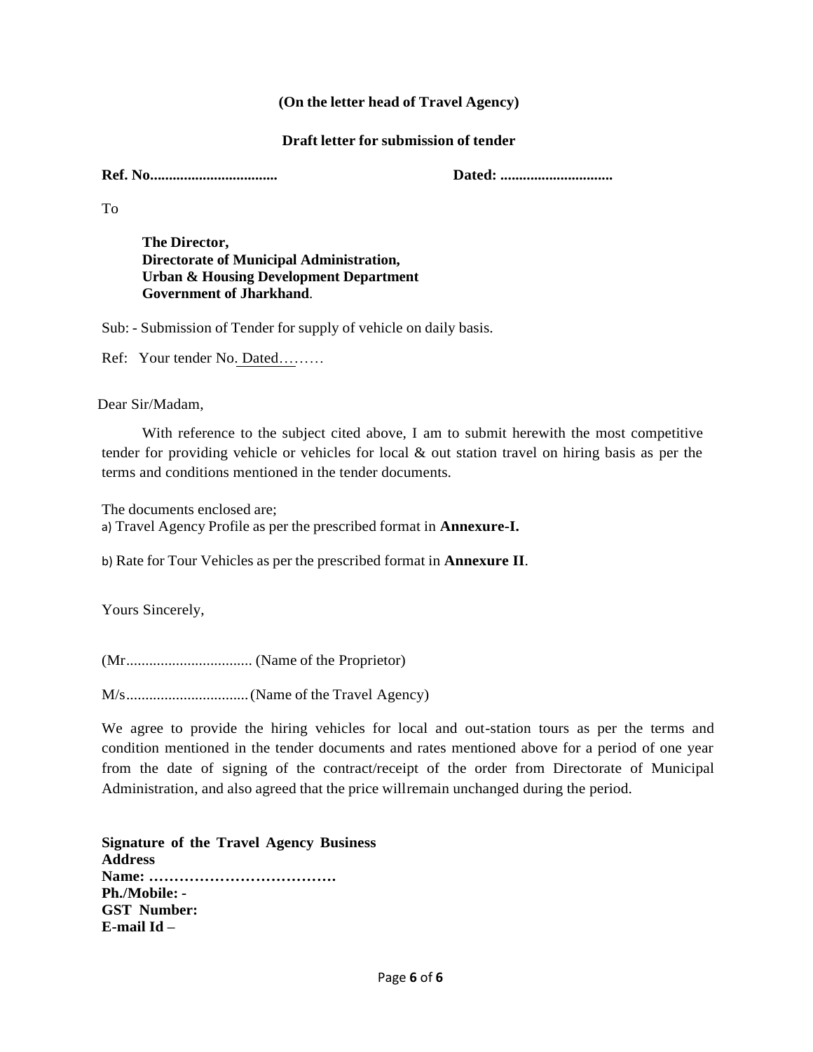**(On the letter head of Travel Agency)**

**Draft letter for submission of tender**

**Ref. No.................................. Dated: .............................**

To

**The Director,**
**Directorate of Municipal Administration,**
**Urban & Housing Development Department**
**Government of Jharkhand**.

Sub: - Submission of Tender for supply of vehicle on daily basis.

Ref: Your tender No. Dated………

Dear Sir/Madam,

With reference to the subject cited above, I am to submit herewith the most competitive tender for providing vehicle or vehicles for local & out station travel on hiring basis as per the terms and conditions mentioned in the tender documents.

The documents enclosed are;

a) Travel Agency Profile as per the prescribed format in **Annexure-I.**

b) Rate for Tour Vehicles as per the prescribed format in **Annexure II**.

Yours Sincerely,

(Mr................................. (Name of the Proprietor)

M/s................................(Name of the Travel Agency)

We agree to provide the hiring vehicles for local and out-station tours as per the terms and condition mentioned in the tender documents and rates mentioned above for a period of one year from the date of signing of the contract/receipt of the order from Directorate of Municipal Administration, and also agreed that the price willremain unchanged during the period.

**Signature of the Travel Agency Business**
**Address**
**Name: ………………………………**
**Ph./Mobile: -**
**GST Number:**
**E-mail Id –**